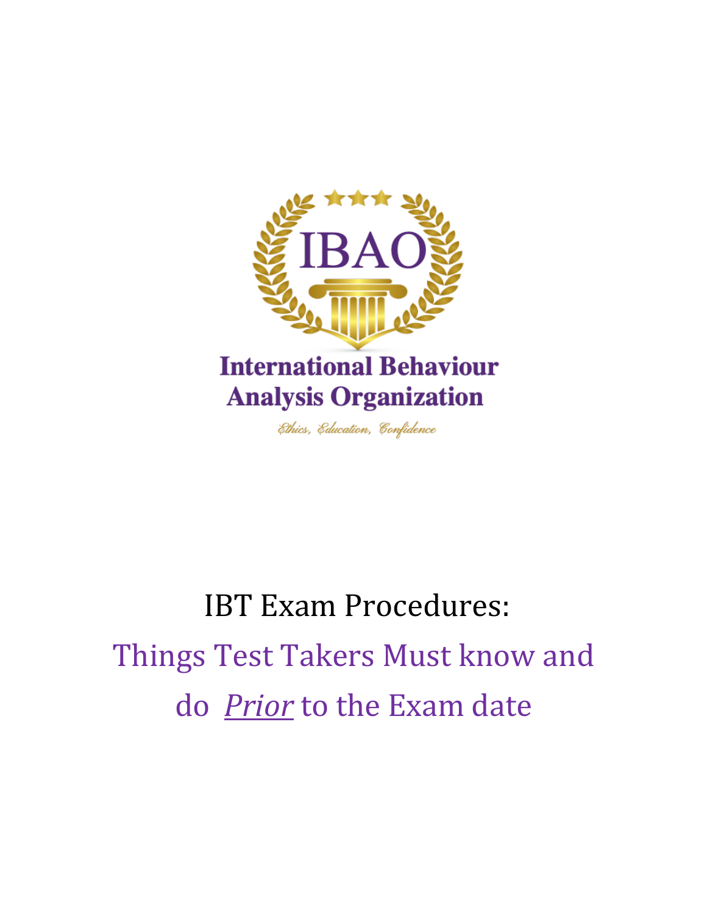IBAO

International Behaviour Analysis Organization

*Ethics, Education, Confidence*

# IBT Exam Procedures:

## Things Test Takers Must know and do *Prior* to the Exam date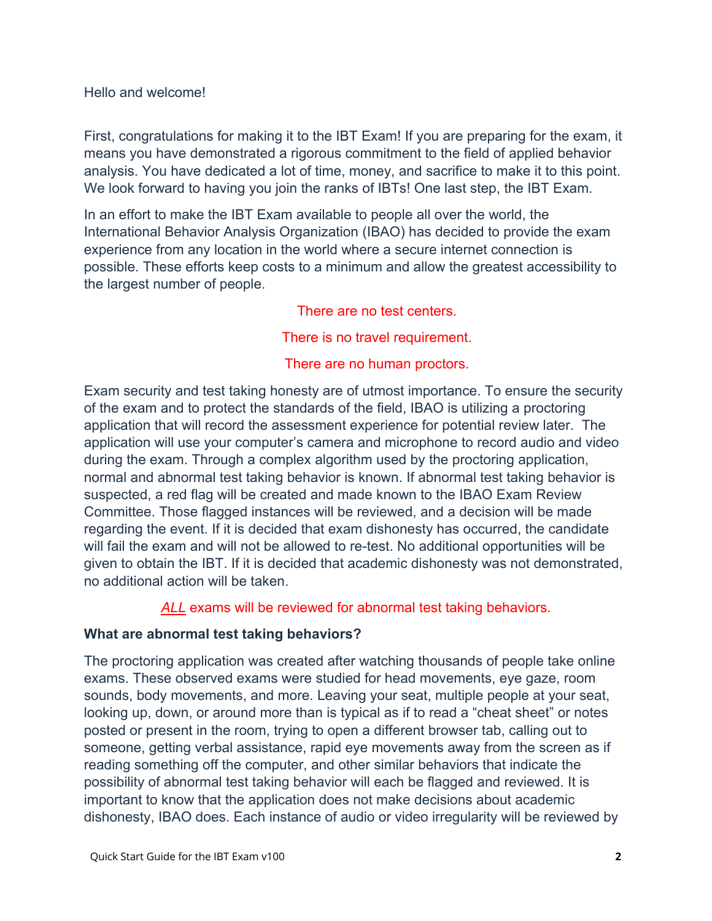Hello and welcome!

First, congratulations for making it to the IBT Exam! If you are preparing for the exam, it means you have demonstrated a rigorous commitment to the field of applied behavior analysis. You have dedicated a lot of time, money, and sacrifice to make it to this point. We look forward to having you join the ranks of IBTs! One last step, the IBT Exam.

In an effort to make the IBT Exam available to people all over the world, the International Behavior Analysis Organization (IBAO) has decided to provide the exam experience from any location in the world where a secure internet connection is possible. These efforts keep costs to a minimum and allow the greatest accessibility to the largest number of people.

There are no test centers.

There is no travel requirement.

There are no human proctors.

Exam security and test taking honesty are of utmost importance. To ensure the security of the exam and to protect the standards of the field, IBAO is utilizing a proctoring application that will record the assessment experience for potential review later. The application will use your computer's camera and microphone to record audio and video during the exam. Through a complex algorithm used by the proctoring application, normal and abnormal test taking behavior is known. If abnormal test taking behavior is suspected, a red flag will be created and made known to the IBAO Exam Review Committee. Those flagged instances will be reviewed, and a decision will be made regarding the event. If it is decided that exam dishonesty has occurred, the candidate will fail the exam and will not be allowed to re-test. No additional opportunities will be given to obtain the IBT. If it is decided that academic dishonesty was not demonstrated, no additional action will be taken.

***ALL*** exams will be reviewed for abnormal test taking behaviors.

**What are abnormal test taking behaviors?**

The proctoring application was created after watching thousands of people take online exams. These observed exams were studied for head movements, eye gaze, room sounds, body movements, and more. Leaving your seat, multiple people at your seat, looking up, down, or around more than is typical as if to read a "cheat sheet" or notes posted or present in the room, trying to open a different browser tab, calling out to someone, getting verbal assistance, rapid eye movements away from the screen as if reading something off the computer, and other similar behaviors that indicate the possibility of abnormal test taking behavior will each be flagged and reviewed. It is important to know that the application does not make decisions about academic dishonesty, IBAO does. Each instance of audio or video irregularity will be reviewed by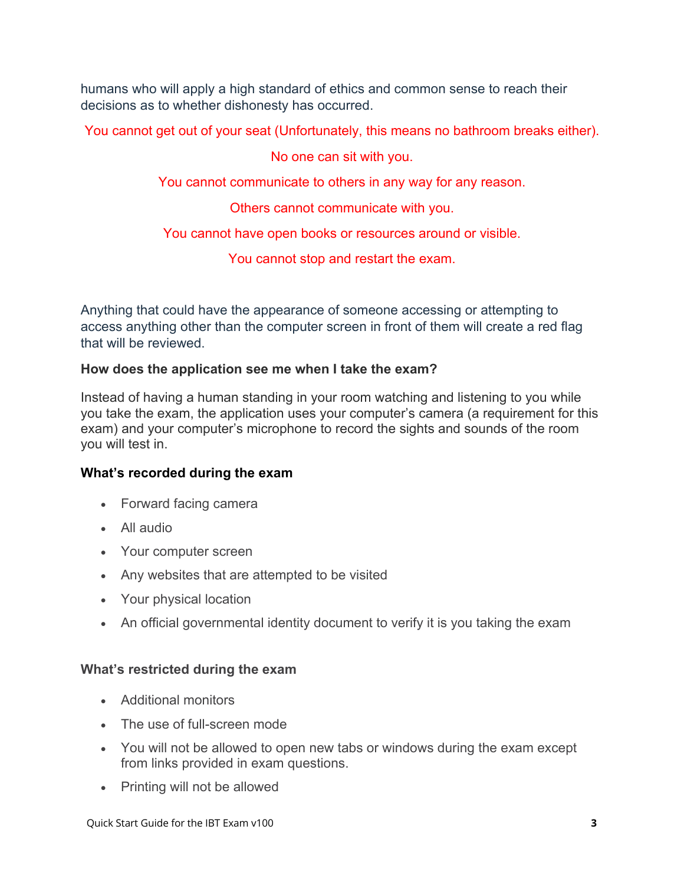humans who will apply a high standard of ethics and common sense to reach their decisions as to whether dishonesty has occurred.

You cannot get out of your seat (Unfortunately, this means no bathroom breaks either).

No one can sit with you.

You cannot communicate to others in any way for any reason.

Others cannot communicate with you.

You cannot have open books or resources around or visible.

You cannot stop and restart the exam.

Anything that could have the appearance of someone accessing or attempting to access anything other than the computer screen in front of them will create a red flag that will be reviewed.

**How does the application see me when I take the exam?**

Instead of having a human standing in your room watching and listening to you while you take the exam, the application uses your computer's camera (a requirement for this exam) and your computer's microphone to record the sights and sounds of the room you will test in.

**What's recorded during the exam**

- Forward facing camera
- All audio
- Your computer screen
- Any websites that are attempted to be visited
- Your physical location
- An official governmental identity document to verify it is you taking the exam

**What's restricted during the exam**

- Additional monitors
- The use of full-screen mode
- You will not be allowed to open new tabs or windows during the exam except from links provided in exam questions.
- Printing will not be allowed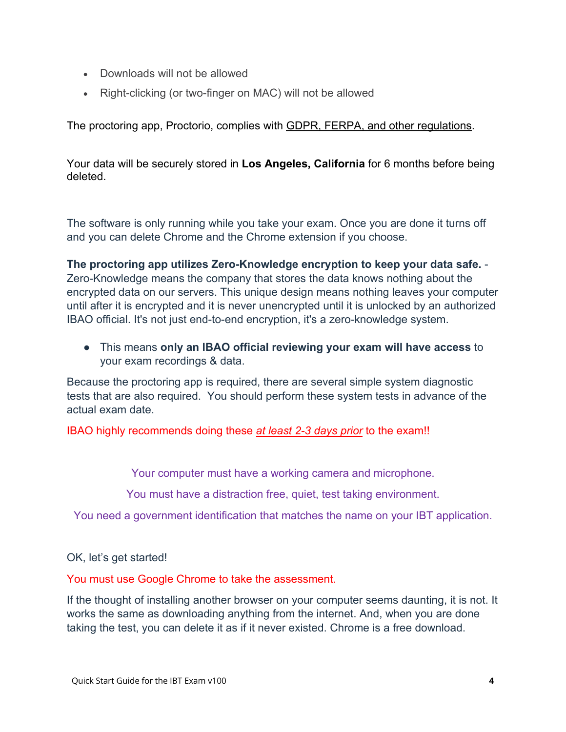- Downloads will not be allowed
- Right-clicking (or two-finger on MAC) will not be allowed

The proctoring app, Proctorio, complies with GDPR, FERPA, and other regulations.

Your data will be securely stored in **Los Angeles, California** for 6 months before being deleted.

The software is only running while you take your exam. Once you are done it turns off and you can delete Chrome and the Chrome extension if you choose.

**The proctoring app utilizes Zero-Knowledge encryption to keep your data safe.** - Zero-Knowledge means the company that stores the data knows nothing about the encrypted data on our servers. This unique design means nothing leaves your computer until after it is encrypted and it is never unencrypted until it is unlocked by an authorized IBAO official. It's not just end-to-end encryption, it's a zero-knowledge system.

- This means **only an IBAO official reviewing your exam will have access** to your exam recordings & data.

Because the proctoring app is required, there are several simple system diagnostic tests that are also required. You should perform these system tests in advance of the actual exam date.

IBAO highly recommends doing these *at least 2-3 days prior* to the exam!!

Your computer must have a working camera and microphone.

You must have a distraction free, quiet, test taking environment.

You need a government identification that matches the name on your IBT application.

OK, let's get started!

You must use Google Chrome to take the assessment.

If the thought of installing another browser on your computer seems daunting, it is not. It works the same as downloading anything from the internet. And, when you are done taking the test, you can delete it as if it never existed. Chrome is a free download.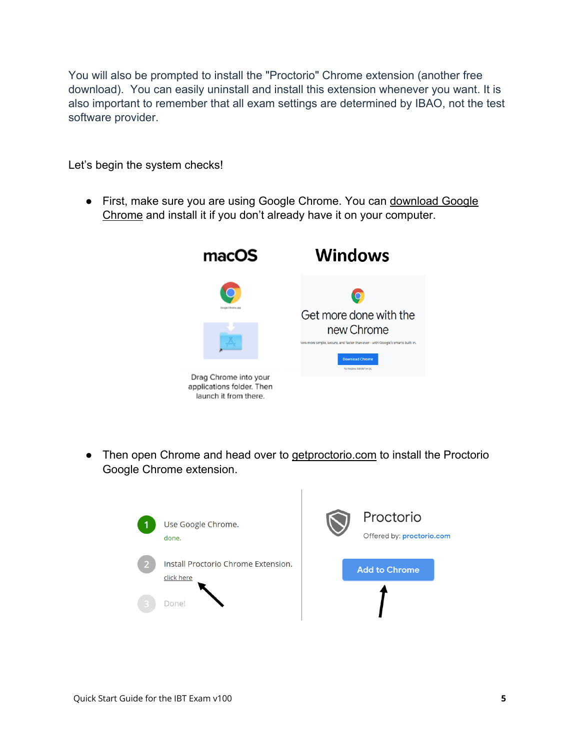You will also be prompted to install the "Proctorio" Chrome extension (another free download). You can easily uninstall and install this extension whenever you want. It is also important to remember that all exam settings are determined by IBAO, not the test software provider.

Let's begin the system checks!

- First, make sure you are using Google Chrome. You can download Google Chrome and install it if you don't already have it on your computer.

macOS

Drag Chrome into your applications folder. Then launch it from there.

Windows

Get more done with the new Chrome

Download Chrome

- Then open Chrome and head over to getproctorio.com to install the Proctorio Google Chrome extension.

1 Use Google Chrome.
done.

2 Install Proctorio Chrome Extension.
click here

3 Done!

Proctorio
Offered by: proctorio.com

Add to Chrome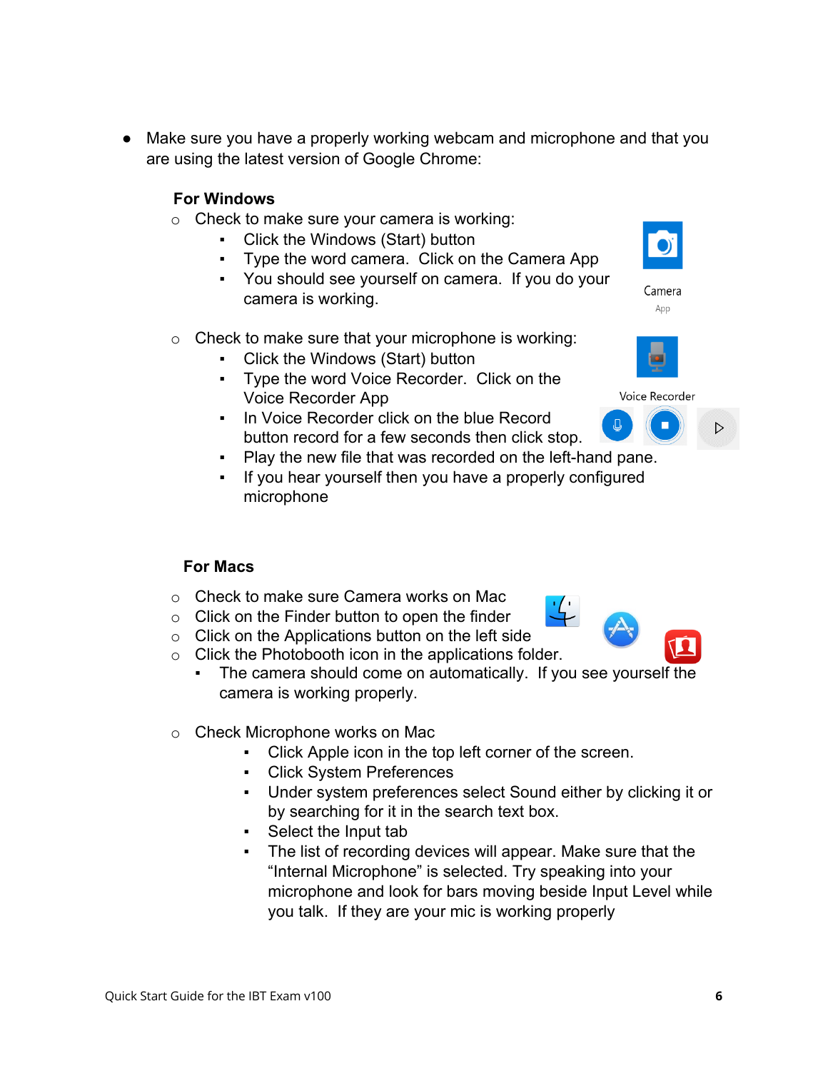- Make sure you have a properly working webcam and microphone and that you are using the latest version of Google Chrome:

  **For Windows**

  - Check to make sure your camera is working:
    - Click the Windows (Start) button
    - Type the word camera. Click on the Camera App
    - You should see yourself on camera. If you do your camera is working.

  Camera
  App

  - Check to make sure that your microphone is working:
    - Click the Windows (Start) button
    - Type the word Voice Recorder. Click on the Voice Recorder App
    - In Voice Recorder click on the blue Record button record for a few seconds then click stop.
    - Play the new file that was recorded on the left-hand pane.
    - If you hear yourself then you have a properly configured microphone

  Voice Recorder

  **For Macs**

  - Check to make sure Camera works on Mac
  - Click on the Finder button to open the finder
  - Click on the Applications button on the left side
  - Click the Photobooth icon in the applications folder.
    - The camera should come on automatically. If you see yourself the camera is working properly.

  - Check Microphone works on Mac
    - Click Apple icon in the top left corner of the screen.
    - Click System Preferences
    - Under system preferences select Sound either by clicking it or by searching for it in the search text box.
    - Select the Input tab
    - The list of recording devices will appear. Make sure that the "Internal Microphone" is selected. Try speaking into your microphone and look for bars moving beside Input Level while you talk. If they are your mic is working properly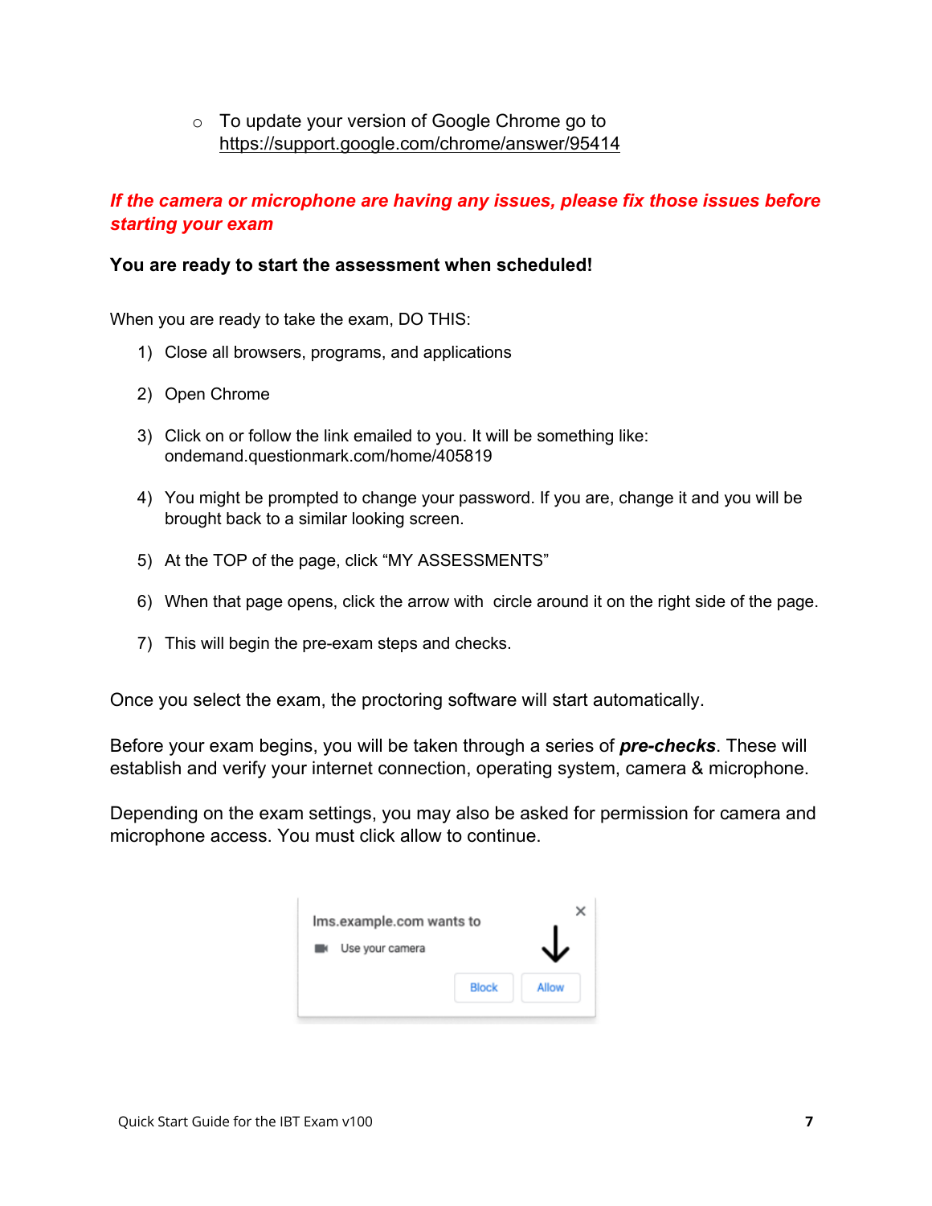- To update your version of Google Chrome go to https://support.google.com/chrome/answer/95414

***If the camera or microphone are having any issues, please fix those issues before starting your exam***

**You are ready to start the assessment when scheduled!**

When you are ready to take the exam, DO THIS:

1) Close all browsers, programs, and applications
2) Open Chrome
3) Click on or follow the link emailed to you. It will be something like: ondemand.questionmark.com/home/405819
4) You might be prompted to change your password. If you are, change it and you will be brought back to a similar looking screen.
5) At the TOP of the page, click "MY ASSESSMENTS"
6) When that page opens, click the arrow with circle around it on the right side of the page.
7) This will begin the pre-exam steps and checks.

Once you select the exam, the proctoring software will start automatically.

Before your exam begins, you will be taken through a series of ***pre-checks***. These will establish and verify your internet connection, operating system, camera & microphone.

Depending on the exam settings, you may also be asked for permission for camera and microphone access. You must click allow to continue.

lms.example.com wants to

Use your camera

Block Allow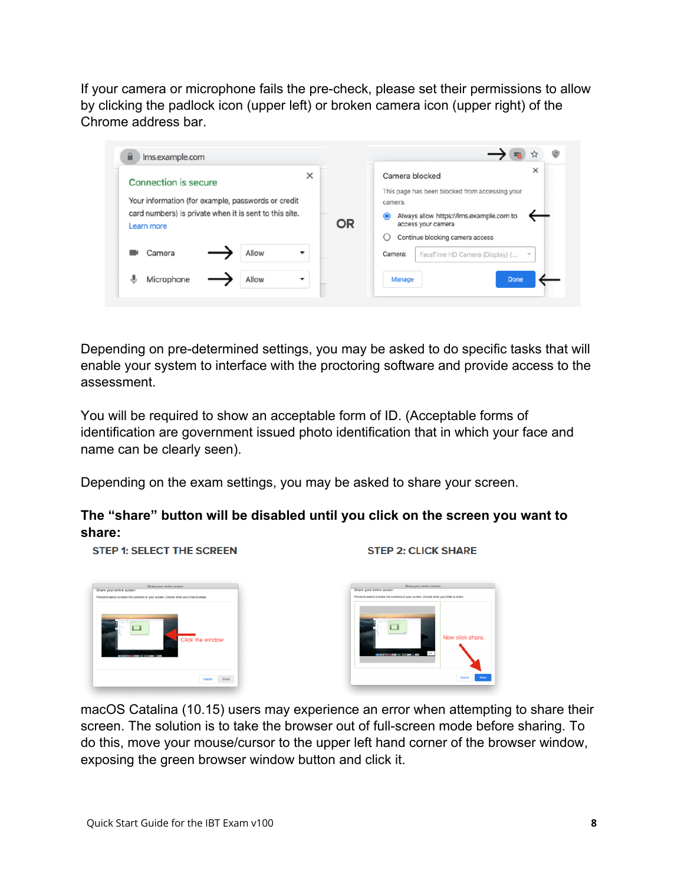If your camera or microphone fails the pre-check, please set their permissions to allow by clicking the padlock icon (upper left) or broken camera icon (upper right) of the Chrome address bar.

Depending on pre-determined settings, you may be asked to do specific tasks that will enable your system to interface with the proctoring software and provide access to the assessment.

You will be required to show an acceptable form of ID. (Acceptable forms of identification are government issued photo identification that in which your face and name can be clearly seen).

Depending on the exam settings, you may be asked to share your screen.

**The "share" button will be disabled until you click on the screen you want to share:**

STEP 1: SELECT THE SCREEN

STEP 2: CLICK SHARE

macOS Catalina (10.15) users may experience an error when attempting to share their screen. The solution is to take the browser out of full-screen mode before sharing. To do this, move your mouse/cursor to the upper left hand corner of the browser window, exposing the green browser window button and click it.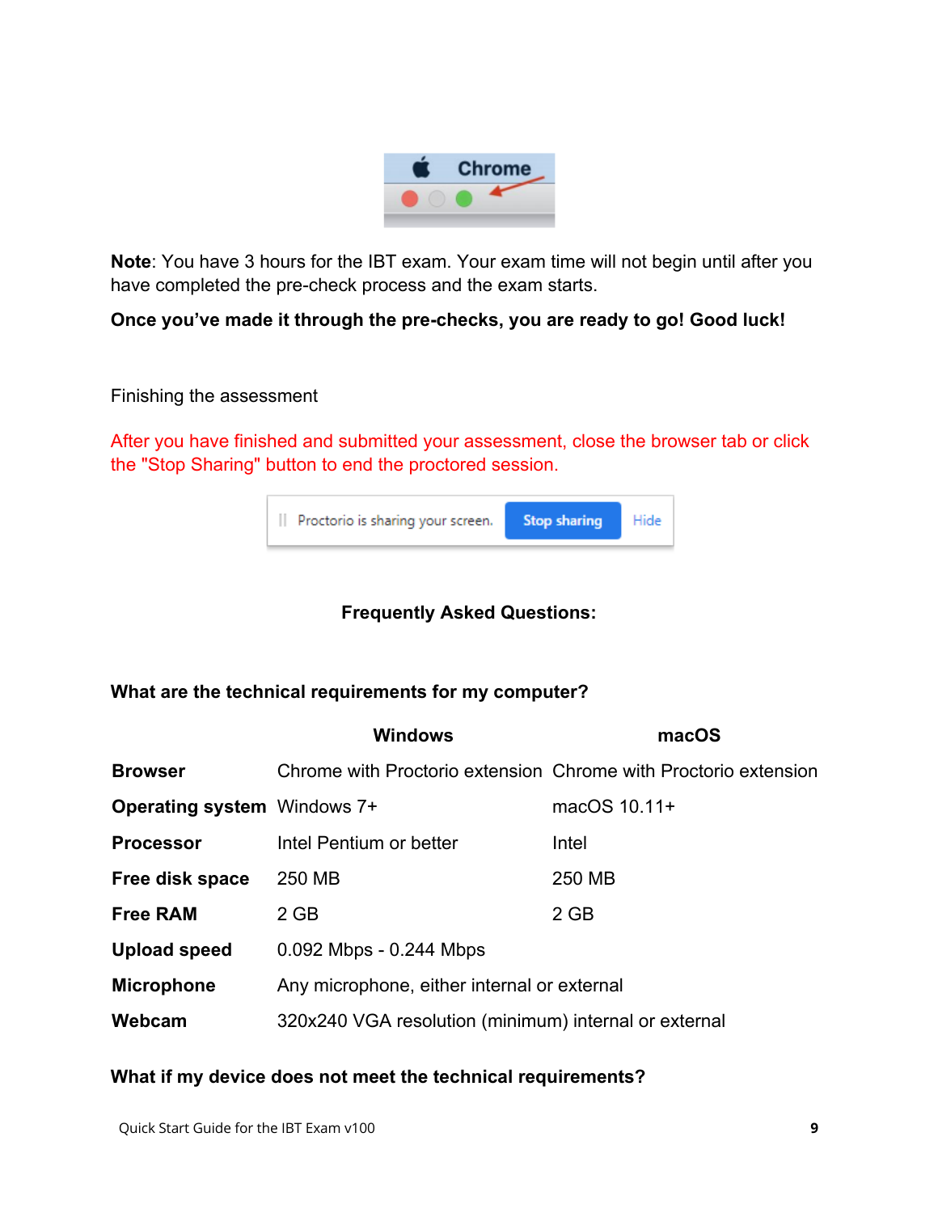**Note**: You have 3 hours for the IBT exam. Your exam time will not begin until after you have completed the pre-check process and the exam starts.

**Once you've made it through the pre-checks, you are ready to go! Good luck!**

Finishing the assessment

After you have finished and submitted your assessment, close the browser tab or click the "Stop Sharing" button to end the proctored session.

## Frequently Asked Questions:

### What are the technical requirements for my computer?

| | Windows | macOS |
|---|---|---|
| **Browser** | Chrome with Proctorio extension | Chrome with Proctorio extension |
| **Operating system** | Windows 7+ | macOS 10.11+ |
| **Processor** | Intel Pentium or better | Intel |
| **Free disk space** | 250 MB | 250 MB |
| **Free RAM** | 2 GB | 2 GB |
| **Upload speed** | 0.092 Mbps - 0.244 Mbps | |
| **Microphone** | Any microphone, either internal or external | |
| **Webcam** | 320x240 VGA resolution (minimum) internal or external | |

### What if my device does not meet the technical requirements?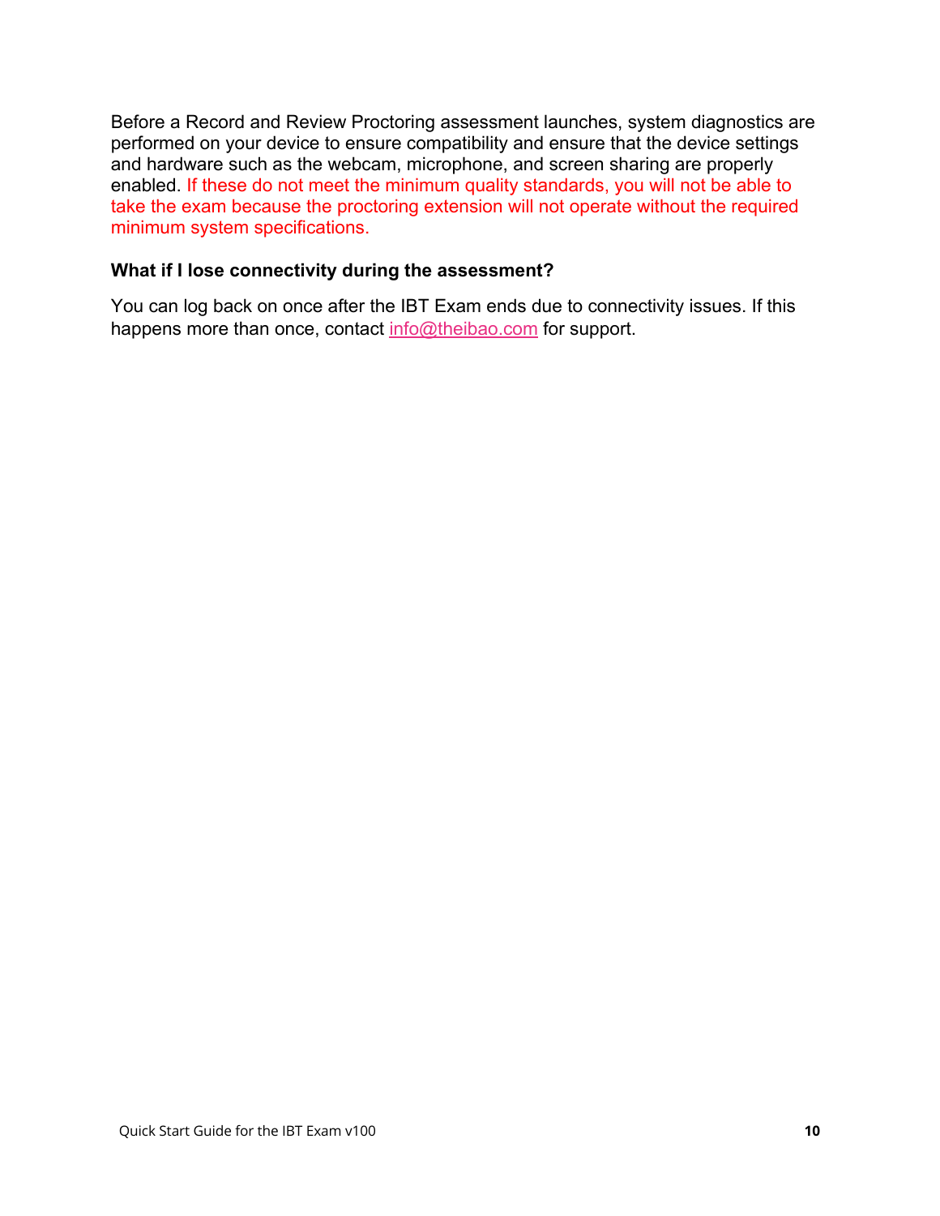Before a Record and Review Proctoring assessment launches, system diagnostics are performed on your device to ensure compatibility and ensure that the device settings and hardware such as the webcam, microphone, and screen sharing are properly enabled. If these do not meet the minimum quality standards, you will not be able to take the exam because the proctoring extension will not operate without the required minimum system specifications.

**What if I lose connectivity during the assessment?**

You can log back on once after the IBT Exam ends due to connectivity issues. If this happens more than once, contact [info@theibao.com](mailto:info@theibao.com) for support.